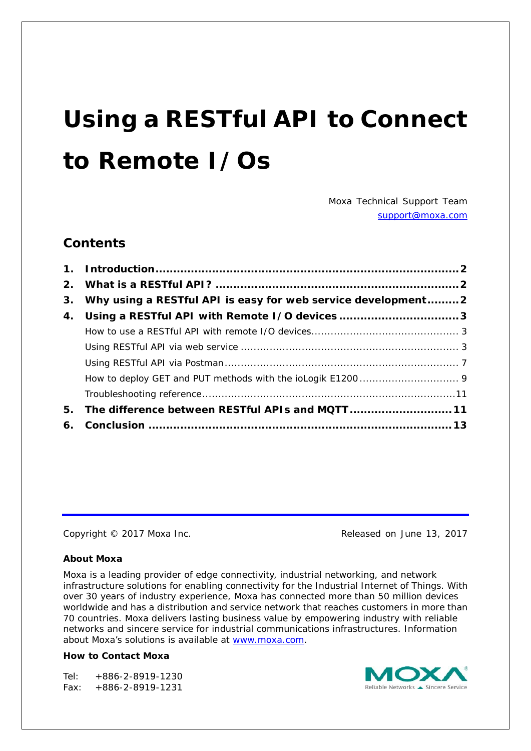# Using a RESTful API to Connect to Remote I/Os

Moxa Technical Support Team
support@moxa.com

## Contents

1. **Introduction** ........ 2
2. **What is a RESTful API?** ........ 2
3. **Why using a RESTful API is easy for web service development** ........ 2
4. **Using a RESTful API with Remote I/O devices** ........ 3
   - How to use a RESTful API with remote I/O devices ........ 3
   - Using RESTful API via web service ........ 3
   - Using RESTful API via Postman ........ 7
   - How to deploy GET and PUT methods with the ioLogik E1200 ........ 9
   - Troubleshooting reference ........ 11
5. **The difference between RESTful APIs and MQTT** ........ 11
6. **Conclusion** ........ 13

Copyright © 2017 Moxa Inc. Released on June 13, 2017

**About Moxa**

Moxa is a leading provider of edge connectivity, industrial networking, and network infrastructure solutions for enabling connectivity for the Industrial Internet of Things. With over 30 years of industry experience, Moxa has connected more than 50 million devices worldwide and has a distribution and service network that reaches customers in more than 70 countries. Moxa delivers lasting business value by empowering industry with reliable networks and sincere service for industrial communications infrastructures. Information about Moxa's solutions is available at www.moxa.com.

**How to Contact Moxa**

Tel: +886-2-8919-1230
Fax: +886-2-8919-1231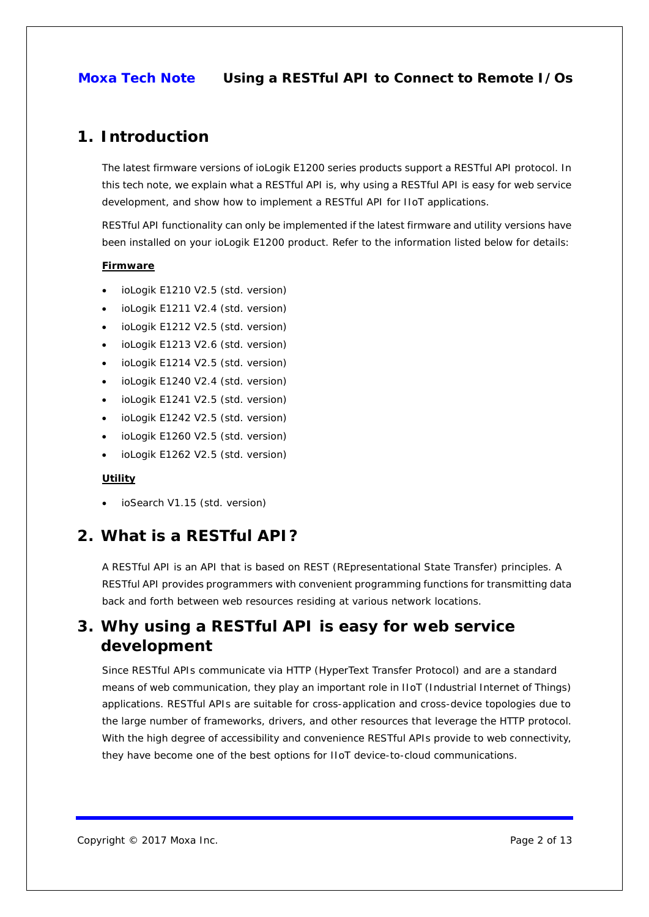## 1. Introduction

The latest firmware versions of ioLogik E1200 series products support a RESTful API protocol. In this tech note, we explain what a RESTful API is, why using a RESTful API is easy for web service development, and show how to implement a RESTful API for IIoT applications.

RESTful API functionality can only be implemented if the latest firmware and utility versions have been installed on your ioLogik E1200 product. Refer to the information listed below for details:

**Firmware**

- ioLogik E1210 V2.5 (std. version)
- ioLogik E1211 V2.4 (std. version)
- ioLogik E1212 V2.5 (std. version)
- ioLogik E1213 V2.6 (std. version)
- ioLogik E1214 V2.5 (std. version)
- ioLogik E1240 V2.4 (std. version)
- ioLogik E1241 V2.5 (std. version)
- ioLogik E1242 V2.5 (std. version)
- ioLogik E1260 V2.5 (std. version)
- ioLogik E1262 V2.5 (std. version)

**Utility**

- ioSearch V1.15 (std. version)

## 2. What is a RESTful API?

A RESTful API is an API that is based on REST (REpresentational State Transfer) principles. A RESTful API provides programmers with convenient programming functions for transmitting data back and forth between web resources residing at various network locations.

## 3. Why using a RESTful API is easy for web service development

Since RESTful APIs communicate via HTTP (HyperText Transfer Protocol) and are a standard means of web communication, they play an important role in IIoT (Industrial Internet of Things) applications. RESTful APIs are suitable for cross-application and cross-device topologies due to the large number of frameworks, drivers, and other resources that leverage the HTTP protocol. With the high degree of accessibility and convenience RESTful APIs provide to web connectivity, they have become one of the best options for IIoT device-to-cloud communications.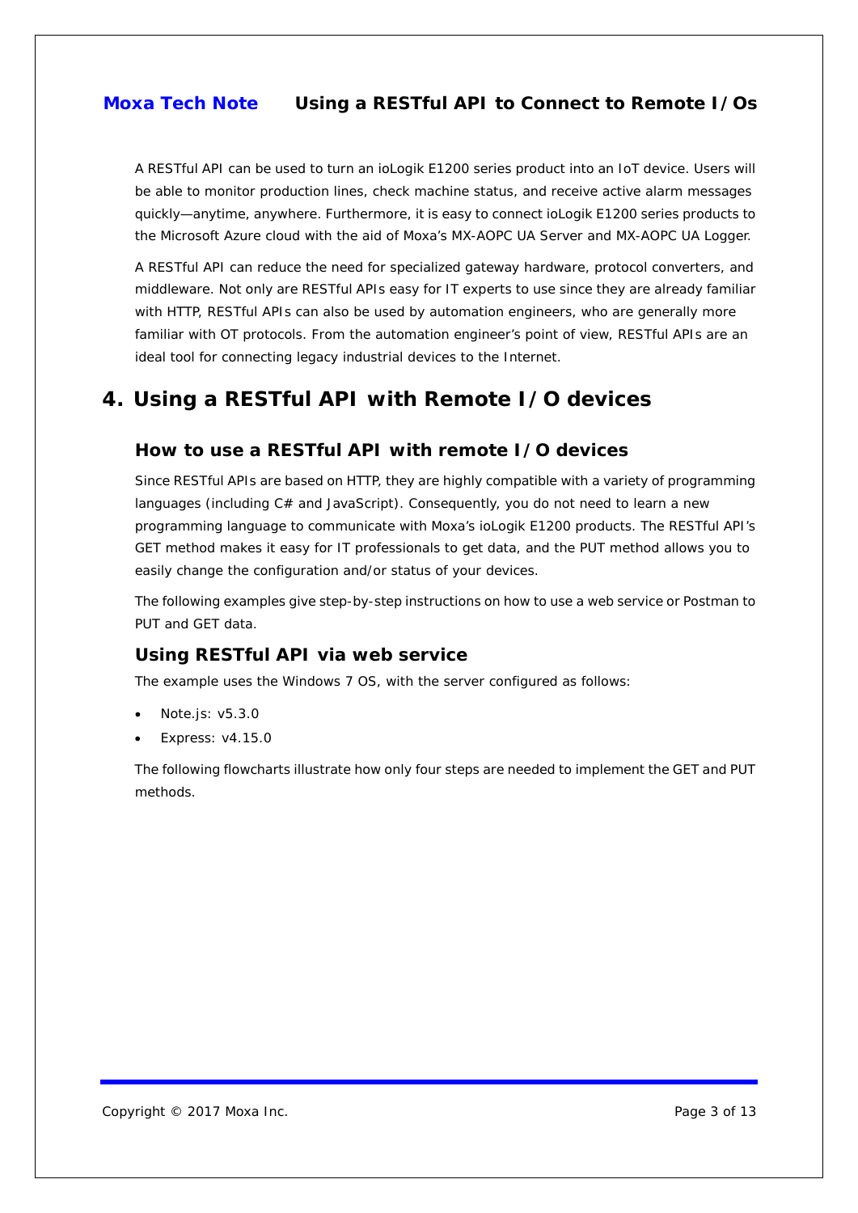A RESTful API can be used to turn an ioLogik E1200 series product into an IoT device. Users will be able to monitor production lines, check machine status, and receive active alarm messages quickly—anytime, anywhere. Furthermore, it is easy to connect ioLogik E1200 series products to the Microsoft Azure cloud with the aid of Moxa's MX-AOPC UA Server and MX-AOPC UA Logger.

A RESTful API can reduce the need for specialized gateway hardware, protocol converters, and middleware. Not only are RESTful APIs easy for IT experts to use since they are already familiar with HTTP, RESTful APIs can also be used by automation engineers, who are generally more familiar with OT protocols. From the automation engineer's point of view, RESTful APIs are an ideal tool for connecting legacy industrial devices to the Internet.

# 4. Using a RESTful API with Remote I/O devices

## How to use a RESTful API with remote I/O devices

Since RESTful APIs are based on HTTP, they are highly compatible with a variety of programming languages (including C# and JavaScript). Consequently, you do not need to learn a new programming language to communicate with Moxa's ioLogik E1200 products. The RESTful API's GET method makes it easy for IT professionals to get data, and the PUT method allows you to easily change the configuration and/or status of your devices.

The following examples give step-by-step instructions on how to use a web service or Postman to PUT and GET data.

## Using RESTful API via web service

The example uses the Windows 7 OS, with the server configured as follows:

- Note.js: v5.3.0
- Express: v4.15.0

The following flowcharts illustrate how only four steps are needed to implement the GET and PUT methods.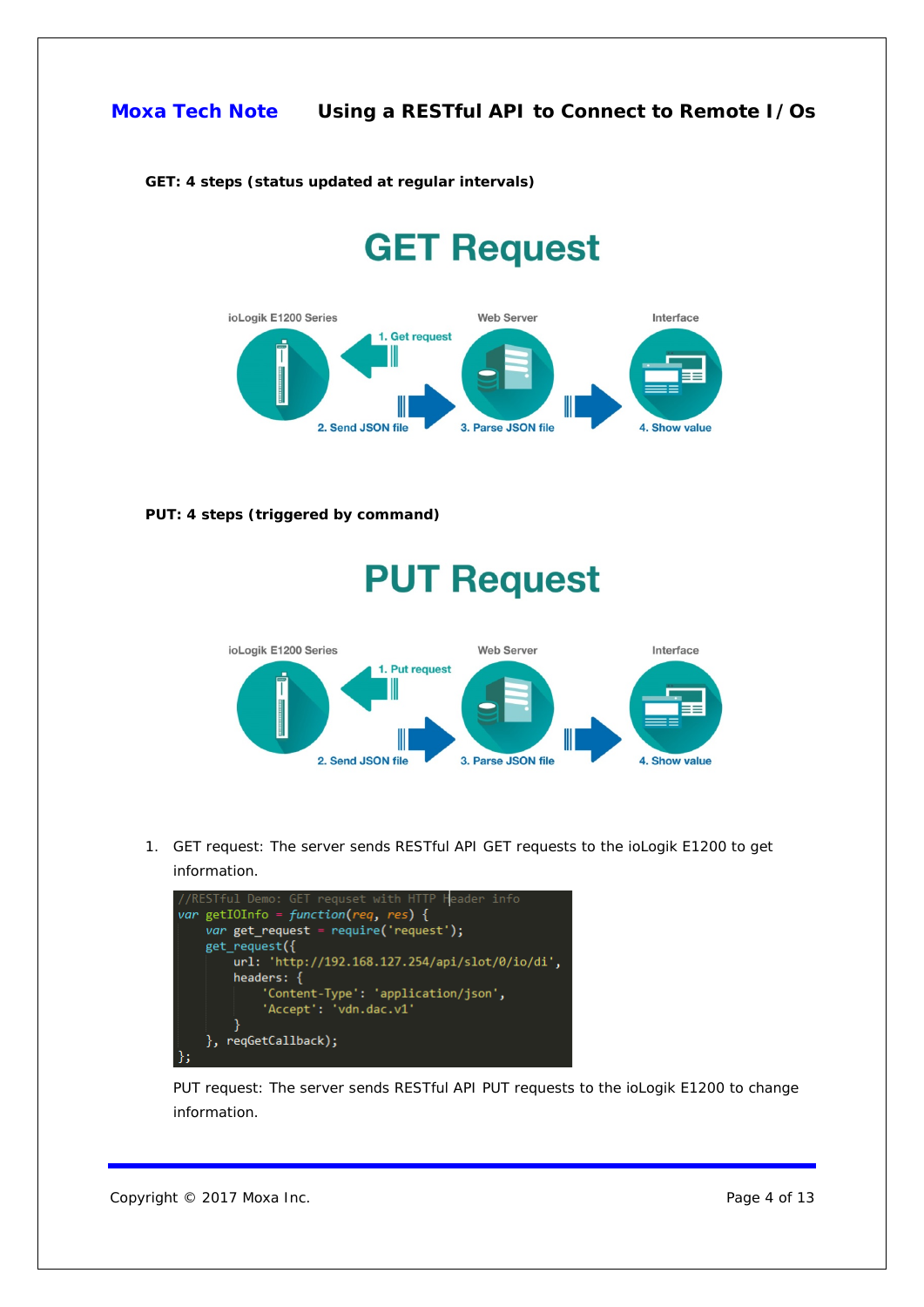**GET: 4 steps (status updated at regular intervals)**

## GET Request

ioLogik E1200 Series — 1. Get request — Web Server — Interface

2. Send JSON file — 3. Parse JSON file — 4. Show value

**PUT: 4 steps (triggered by command)**

## PUT Request

ioLogik E1200 Series — 1. Put request — Web Server — Interface

2. Send JSON file — 3. Parse JSON file — 4. Show value

1. GET request: The server sends RESTful API GET requests to the ioLogik E1200 to get information.

```
//RESTful Demo: GET requset with HTTP Header info
var getIOInfo = function(req, res) {
    var get_request = require('request');
    get_request({
        url: 'http://192.168.127.254/api/slot/0/io/di',
        headers: {
            'Content-Type': 'application/json',
            'Accept': 'vdn.dac.v1'
        }
    }, reqGetCallback);
};
```

PUT request: The server sends RESTful API PUT requests to the ioLogik E1200 to change information.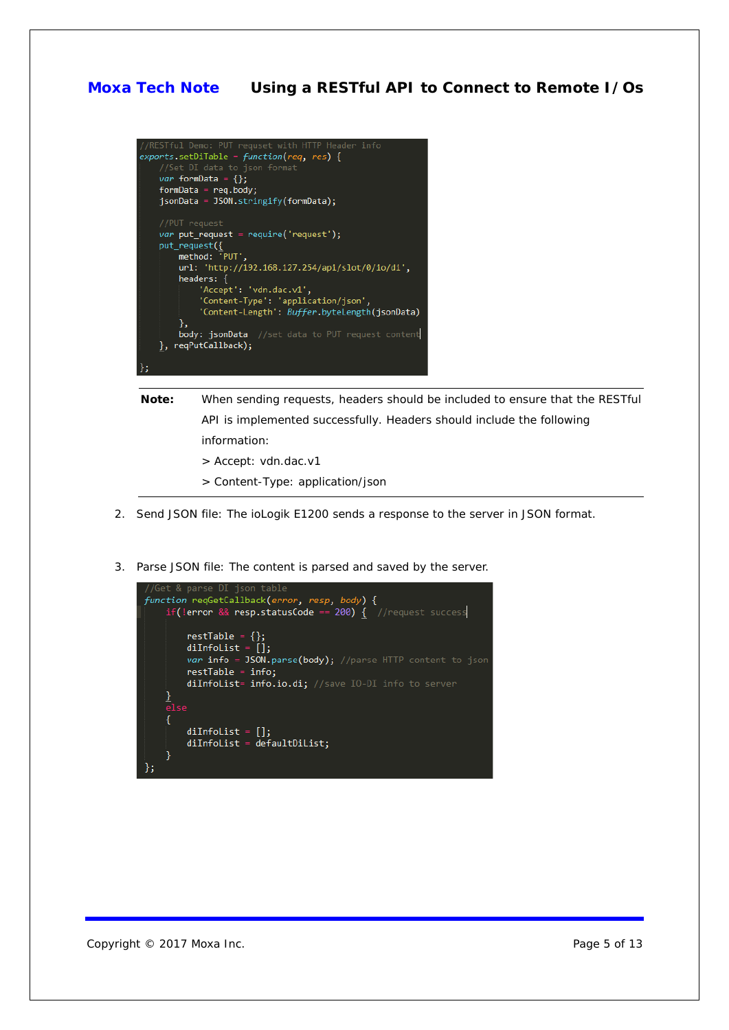```
//RESTful Demo: PUT requset with HTTP Header info
exports.setDiTable = function(req, res) {
    //Set DI data to json format
    var formData = {};
    formData = req.body;
    jsonData = JSON.stringify(formData);

    //PUT request
    var put_request = require('request');
    put_request({
        method: 'PUT',
        url: 'http://192.168.127.254/api/slot/0/io/di',
        headers: {
            'Accept': 'vdn.dac.v1',
            'Content-Type': 'application/json',
            'Content-Length': Buffer.byteLength(jsonData)
        },
        body: jsonData  //set data to PUT request content
    }, reqPutCallback);

};
```

**Note:** When sending requests, headers should be included to ensure that the RESTful API is implemented successfully. Headers should include the following information:

> Accept: vdn.dac.v1

> Content-Type: application/json

2. Send JSON file: The ioLogik E1200 sends a response to the server in JSON format.

3. Parse JSON file: The content is parsed and saved by the server.

```
//Get & parse DI json table
function reqGetCallback(error, resp, body) {
    if(!error && resp.statusCode == 200) {  //request success

        restTable = {};
        diInfoList = [];
        var info = JSON.parse(body); //parse HTTP content to json
        restTable = info;
        diInfoList= info.io.di; //save IO-DI info to server
    }
    else
    {
        diInfoList = [];
        diInfoList = defaultDiList;
    }
};
```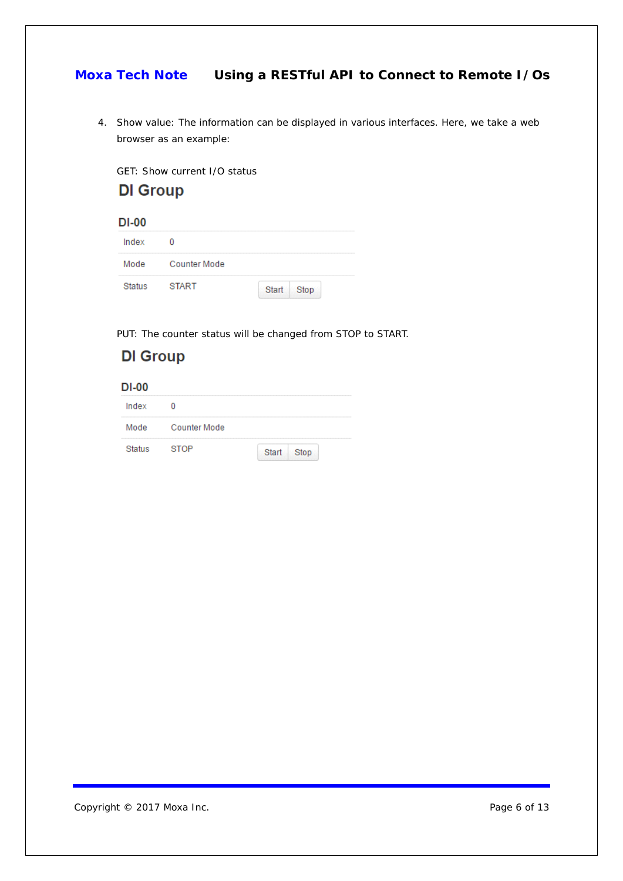4. Show value: The information can be displayed in various interfaces. Here, we take a web browser as an example:

   GET: Show current I/O status

   ## DI Group

   ### DI-00

   | | | |
   |---|---|---|
   | Index | 0 | |
   | Mode | Counter Mode | |
   | Status | START | Start Stop |

   PUT: The counter status will be changed from STOP to START.

   ## DI Group

   ### DI-00

   | | | |
   |---|---|---|
   | Index | 0 | |
   | Mode | Counter Mode | |
   | Status | STOP | Start Stop |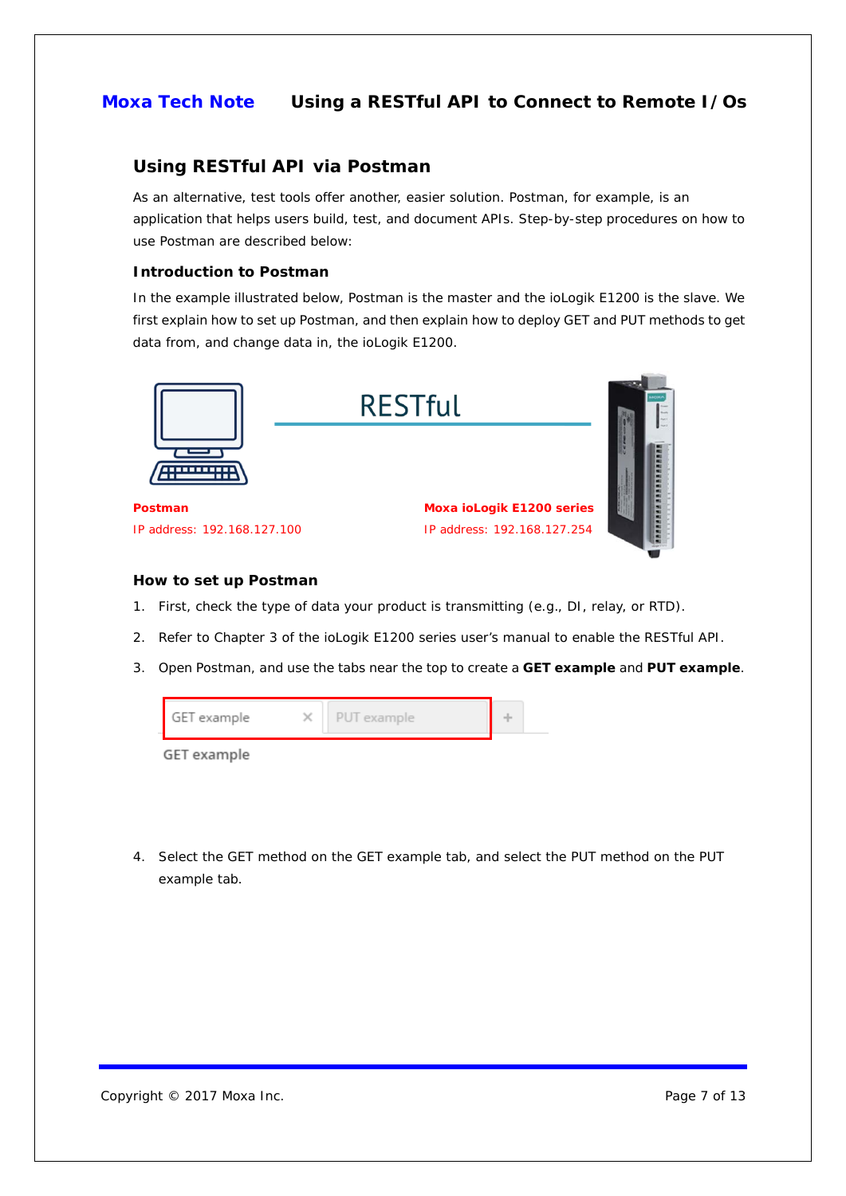## Using RESTful API via Postman

As an alternative, test tools offer another, easier solution. Postman, for example, is an application that helps users build, test, and document APIs. Step-by-step procedures on how to use Postman are described below:

### Introduction to Postman

In the example illustrated below, Postman is the master and the ioLogik E1200 is the slave. We first explain how to set up Postman, and then explain how to deploy GET and PUT methods to get data from, and change data in, the ioLogik E1200.

RESTful

**Postman**
IP address: 192.168.127.100

**Moxa ioLogik E1200 series**
IP address: 192.168.127.254

### How to set up Postman

1. First, check the type of data your product is transmitting (e.g., DI, relay, or RTD).
2. Refer to Chapter 3 of the ioLogik E1200 series user's manual to enable the RESTful API.
3. Open Postman, and use the tabs near the top to create a **GET example** and **PUT example**.

GET example | PUT example

GET example

4. Select the GET method on the GET example tab, and select the PUT method on the PUT example tab.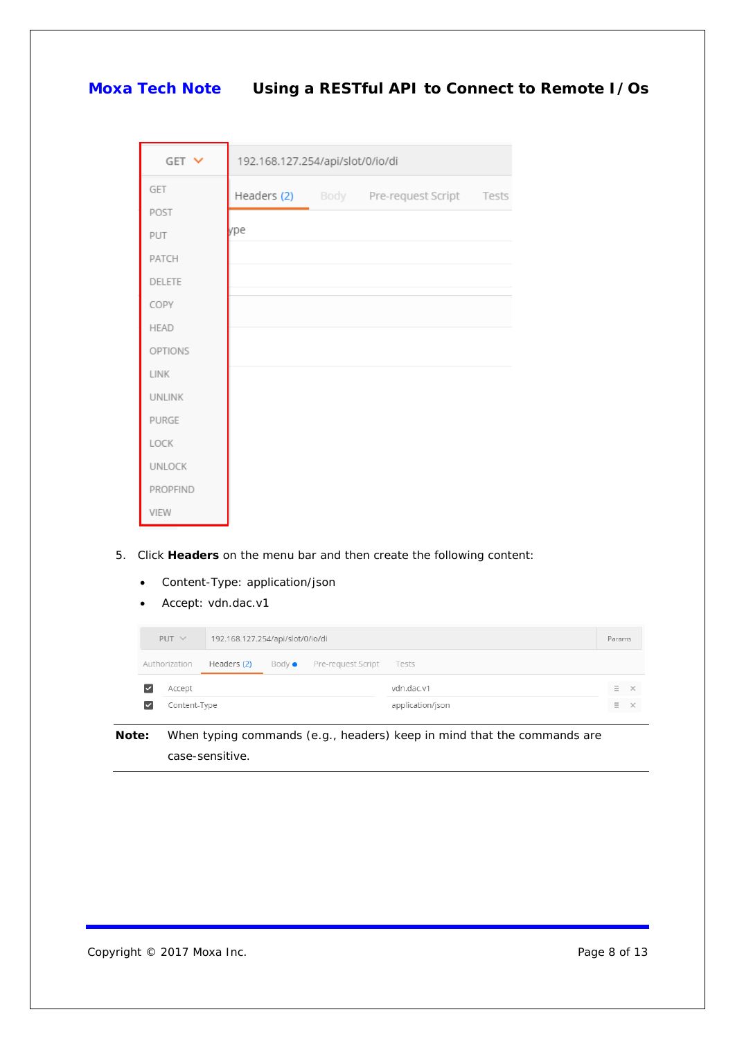5. Click **Headers** on the menu bar and then create the following content:

   - Content-Type: application/json
   - Accept: vdn.dac.v1

**Note:** When typing commands (e.g., headers) keep in mind that the commands are case-sensitive.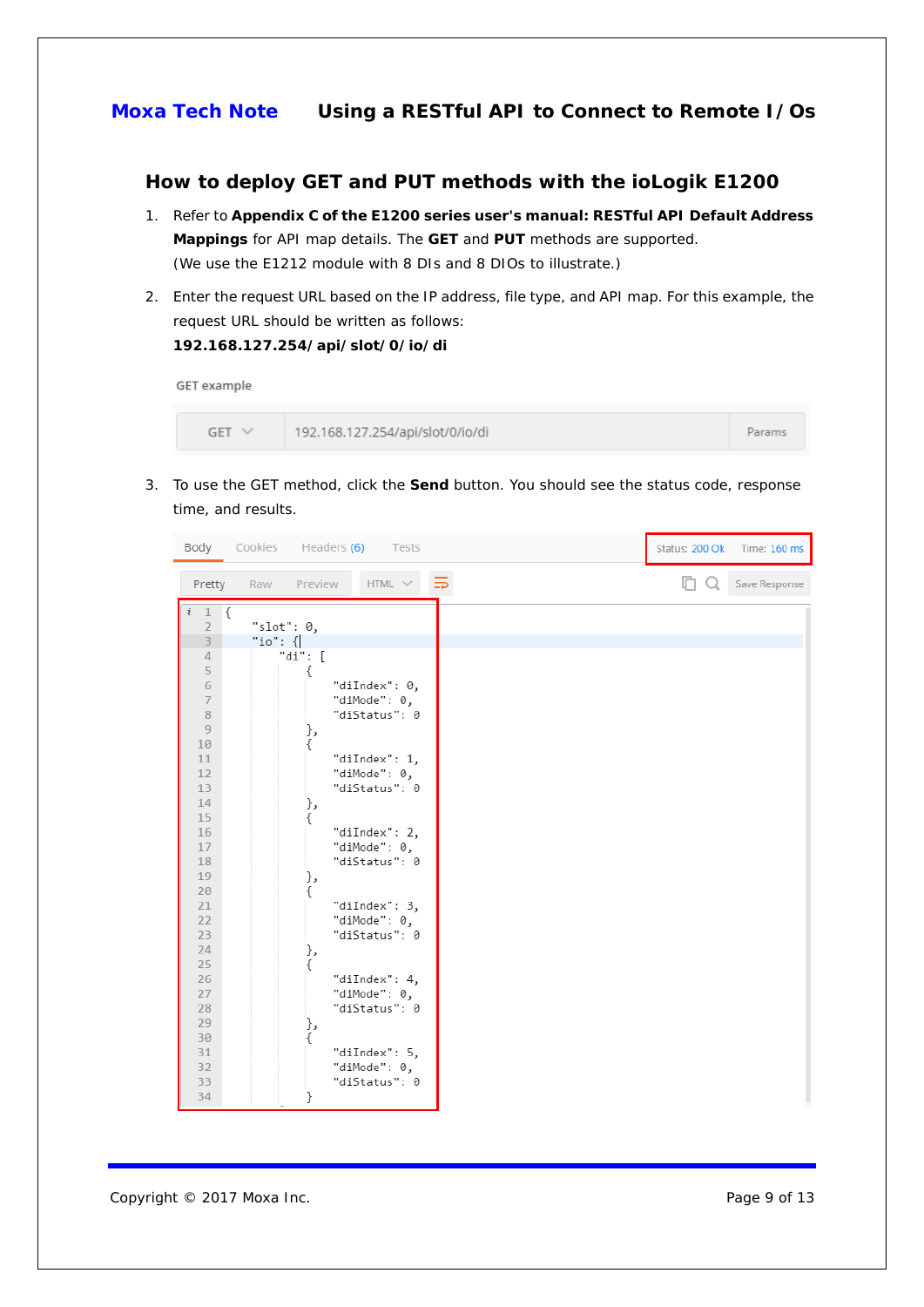## How to deploy GET and PUT methods with the ioLogik E1200

1. Refer to **Appendix C of the E1200 series user's manual: RESTful API Default Address Mappings** for API map details. The **GET** and **PUT** methods are supported.
   (We use the E1212 module with 8 DIs and 8 DIOs to illustrate.)

2. Enter the request URL based on the IP address, file type, and API map. For this example, the request URL should be written as follows:
   **192.168.127.254/api/slot/0/io/di**

   GET example

   ```
   GET   192.168.127.254/api/slot/0/io/di   Params
   ```

3. To use the GET method, click the **Send** button. You should see the status code, response time, and results.

   Body | Cookies | Headers (6) | Tests — Status: 200 Ok  Time: 160 ms

   ```
   {
       "slot": 0,
       "io": {
           "di": [
               {
                   "diIndex": 0,
                   "diMode": 0,
                   "diStatus": 0
               },
               {
                   "diIndex": 1,
                   "diMode": 0,
                   "diStatus": 0
               },
               {
                   "diIndex": 2,
                   "diMode": 0,
                   "diStatus": 0
               },
               {
                   "diIndex": 3,
                   "diMode": 0,
                   "diStatus": 0
               },
               {
                   "diIndex": 4,
                   "diMode": 0,
                   "diStatus": 0
               },
               {
                   "diIndex": 5,
                   "diMode": 0,
                   "diStatus": 0
               }
   ```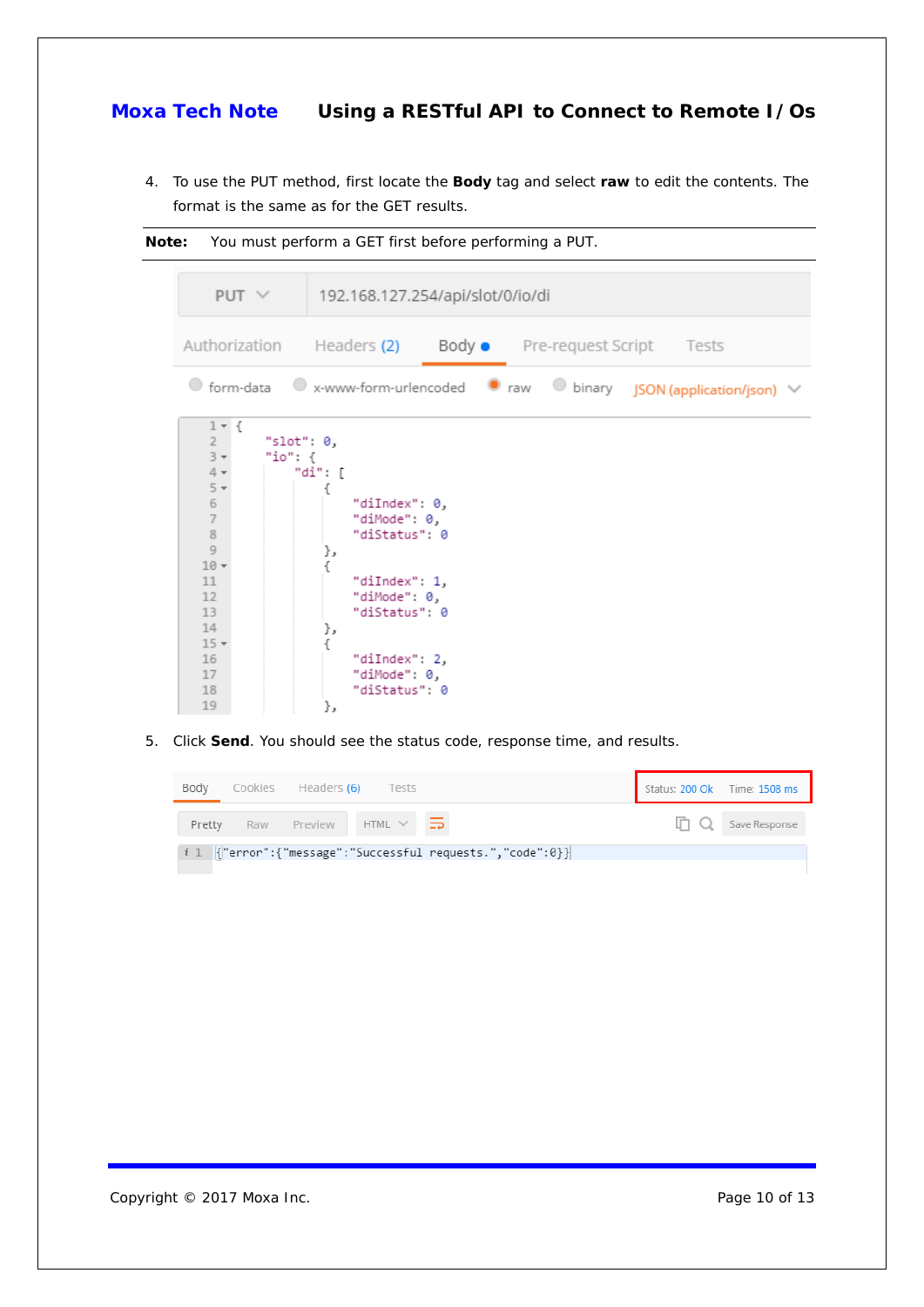4. To use the PUT method, first locate the **Body** tag and select **raw** to edit the contents. The format is the same as for the GET results.

**Note:** You must perform a GET first before performing a PUT.

```
PUT 192.168.127.254/api/slot/0/io/di
```

```
{
    "slot": 0,
    "io": {
        "di": [
            {
                "diIndex": 0,
                "diMode": 0,
                "diStatus": 0
            },
            {
                "diIndex": 1,
                "diMode": 0,
                "diStatus": 0
            },
            {
                "diIndex": 2,
                "diMode": 0,
                "diStatus": 0
            },
```

5. Click **Send**. You should see the status code, response time, and results.

Status: 200 Ok Time: 1508 ms

```
{"error":{"message":"Successful requests.","code":0}}
```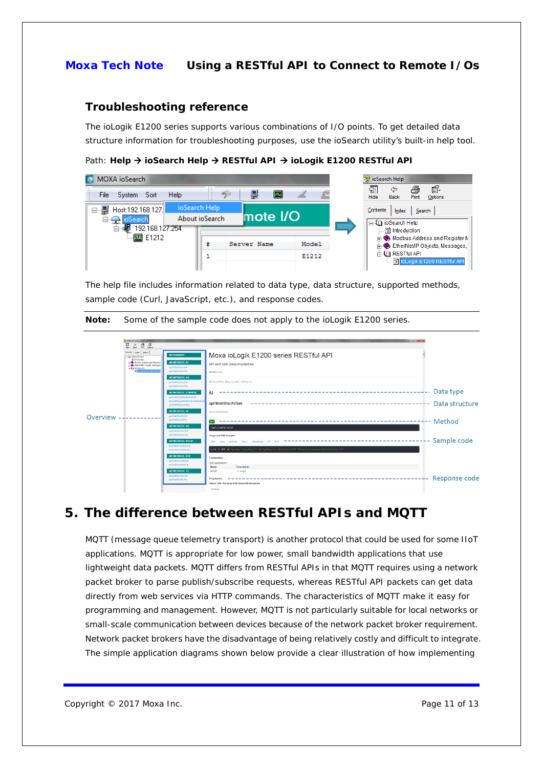### Troubleshooting reference

The ioLogik E1200 series supports various combinations of I/O points. To get detailed data structure information for troubleshooting purposes, use the ioSearch utility's built-in help tool.

Path: **Help → ioSearch Help → RESTful API → ioLogik E1200 RESTful API**

The help file includes information related to data type, data structure, supported methods, sample code (Curl, JavaScript, etc.), and response codes.

**Note:** Some of the sample code does not apply to the ioLogik E1200 series.

## 5. The difference between RESTful APIs and MQTT

MQTT (message queue telemetry transport) is another protocol that could be used for some IIoT applications. MQTT is appropriate for low power, small bandwidth applications that use lightweight data packets. MQTT differs from RESTful APIs in that MQTT requires using a network packet broker to parse publish/subscribe requests, whereas RESTful API packets can get data directly from web services via HTTP commands. The characteristics of MQTT make it easy for programming and management. However, MQTT is not particularly suitable for local networks or small-scale communication between devices because of the network packet broker requirement. Network packet brokers have the disadvantage of being relatively costly and difficult to integrate. The simple application diagrams shown below provide a clear illustration of how implementing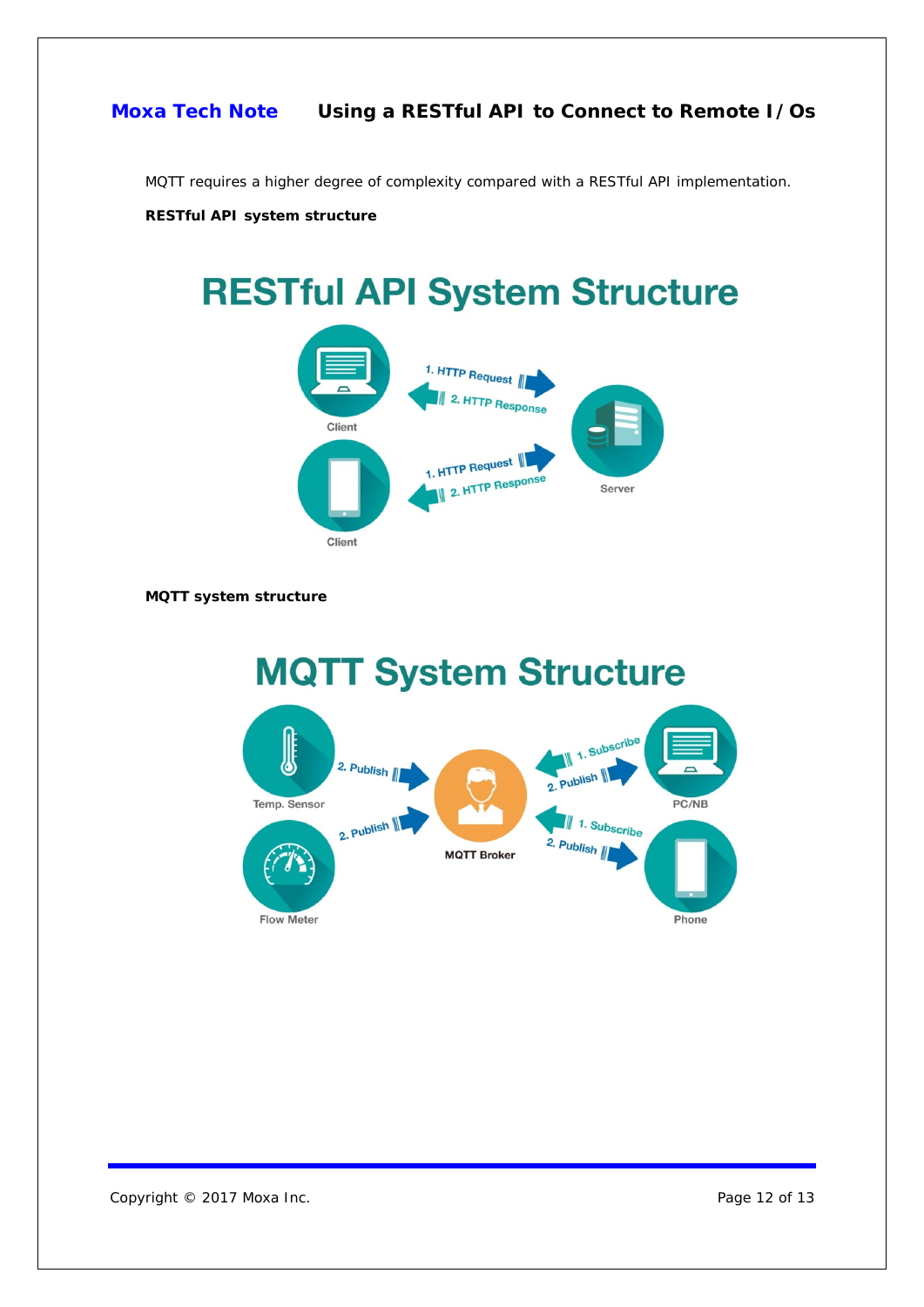MQTT requires a higher degree of complexity compared with a RESTful API implementation.

**RESTful API system structure**

**MQTT system structure**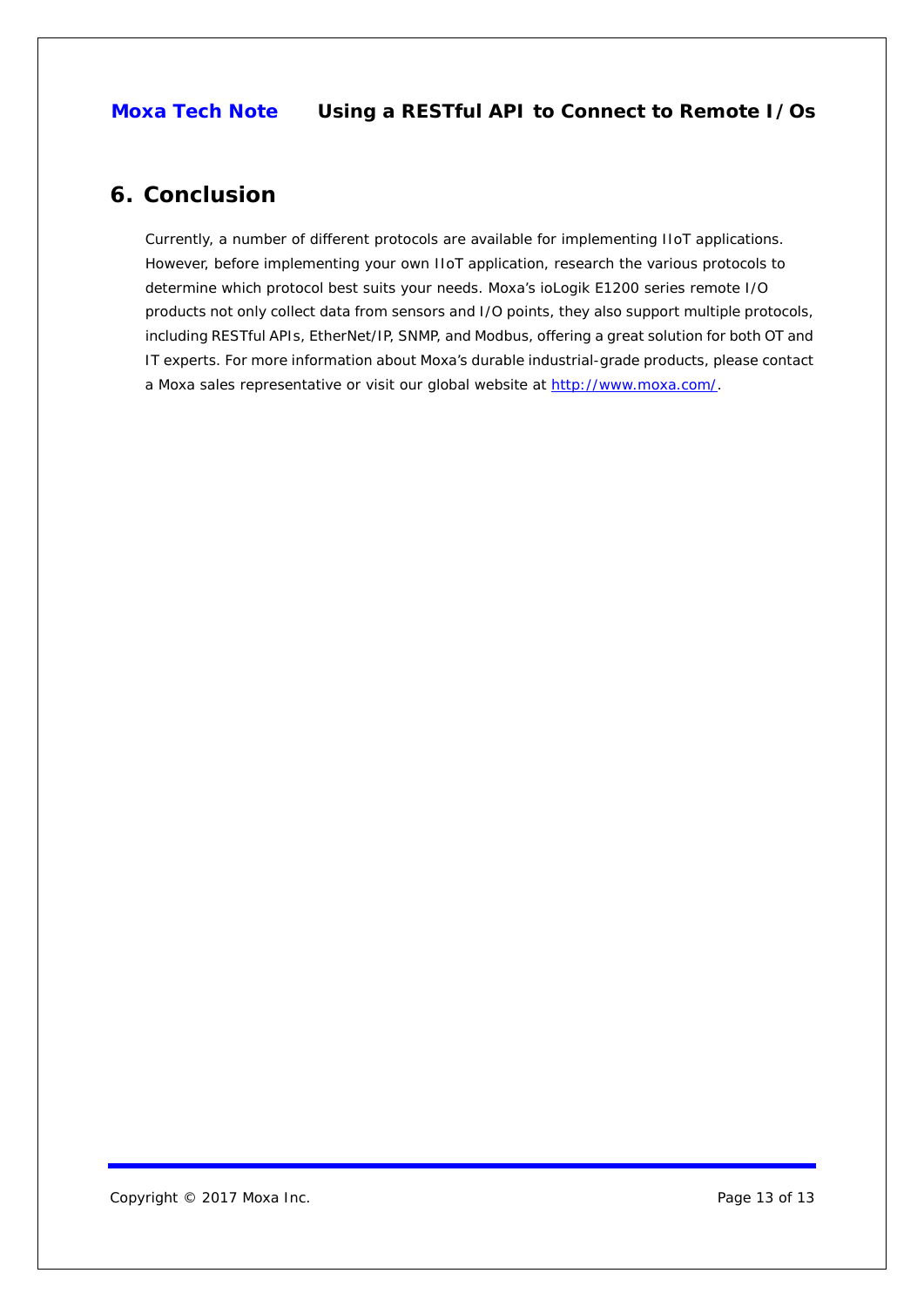## 6. Conclusion

Currently, a number of different protocols are available for implementing IIoT applications. However, before implementing your own IIoT application, research the various protocols to determine which protocol best suits your needs. Moxa's ioLogik E1200 series remote I/O products not only collect data from sensors and I/O points, they also support multiple protocols, including RESTful APIs, EtherNet/IP, SNMP, and Modbus, offering a great solution for both OT and IT experts. For more information about Moxa's durable industrial-grade products, please contact a Moxa sales representative or visit our global website at [http://www.moxa.com/](http://www.moxa.com/).